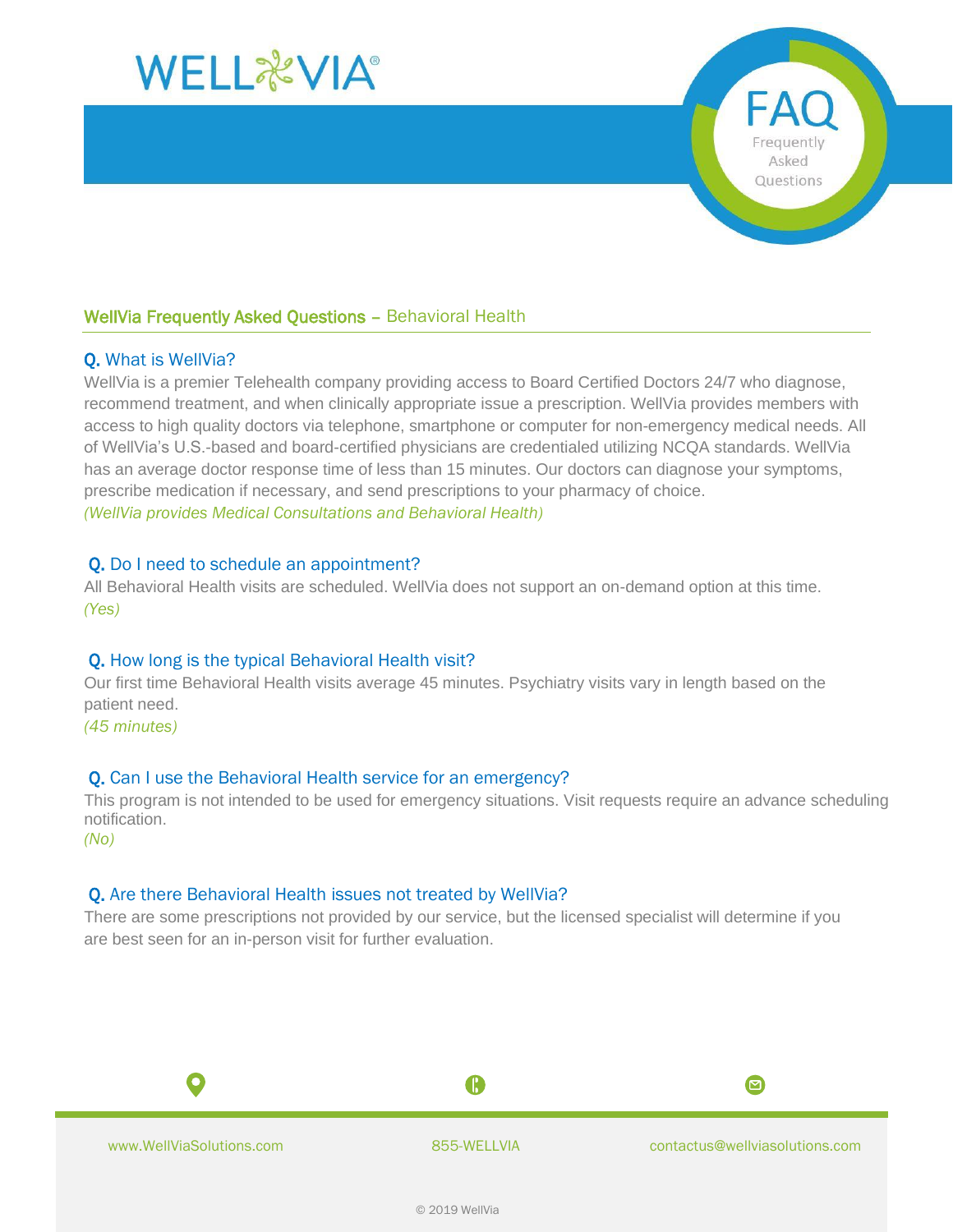# WELLVIA®

## FAQ

Frequently Asked Questions

## WellVia Frequently Asked Questions – Behavioral Health

### Q. What is WellVia?

WellVia is a premier Telehealth company providing access to Board Certified Doctors 24/7 who diagnose, recommend treatment, and when clinically appropriate issue a prescription. WellVia provides members with access to high quality doctors via telephone, smartphone or computer for non-emergency medical needs. All of WellVia's U.S.-based and board-certified physicians are credentialed utilizing NCQA standards. WellVia has an average doctor response time of less than 15 minutes. Our doctors can diagnose your symptoms, prescribe medication if necessary, and send prescriptions to your pharmacy of choice.

*(WellVia provides Medical Consultations and Behavioral Health)*

### Q. Do I need to schedule an appointment?

All Behavioral Health visits are scheduled. WellVia does not support an on-demand option at this time.

*(Yes)*

### Q. How long is the typical Behavioral Health visit?

Our first time Behavioral Health visits average 45 minutes. Psychiatry visits vary in length based on the patient need.

*(45 minutes)*

### Q. Can I use the Behavioral Health service for an emergency?

This program is not intended to be used for emergency situations. Visit requests require an advance scheduling notification.

*(No)*

### Q. Are there Behavioral Health issues not treated by WellVia?

There are some prescriptions not provided by our service, but the licensed specialist will determine if you are best seen for an in-person visit for further evaluation.

www.WellViaSolutions.com | 855-WELLVIA | contactus@wellviasolutions.com

© 2019 WellVia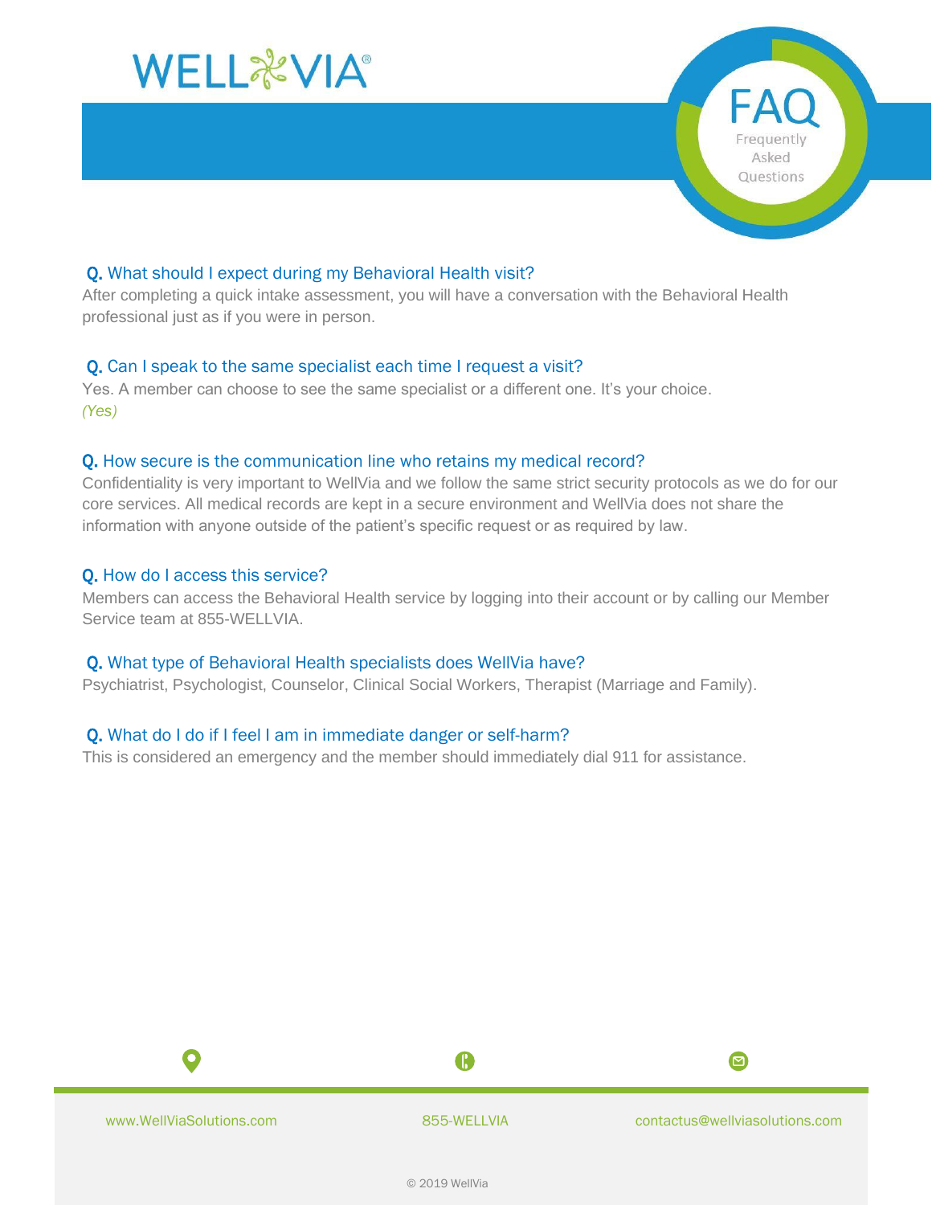**Q. What should I expect during my Behavioral Health visit?**

After completing a quick intake assessment, you will have a conversation with the Behavioral Health professional just as if you were in person.

**Q. Can I speak to the same specialist each time I request a visit?**

Yes. A member can choose to see the same specialist or a different one. It's your choice.
*(Yes)*

**Q. How secure is the communication line who retains my medical record?**

Confidentiality is very important to WellVia and we follow the same strict security protocols as we do for our core services. All medical records are kept in a secure environment and WellVia does not share the information with anyone outside of the patient's specific request or as required by law.

**Q. How do I access this service?**

Members can access the Behavioral Health service by logging into their account or by calling our Member Service team at 855-WELLVIA.

**Q. What type of Behavioral Health specialists does WellVia have?**

Psychiatrist, Psychologist, Counselor, Clinical Social Workers, Therapist (Marriage and Family).

**Q. What do I do if I feel I am in immediate danger or self-harm?**

This is considered an emergency and the member should immediately dial 911 for assistance.

www.WellViaSolutions.com | 855-WELLVIA | contactus@wellviasolutions.com

© 2019 WellVia